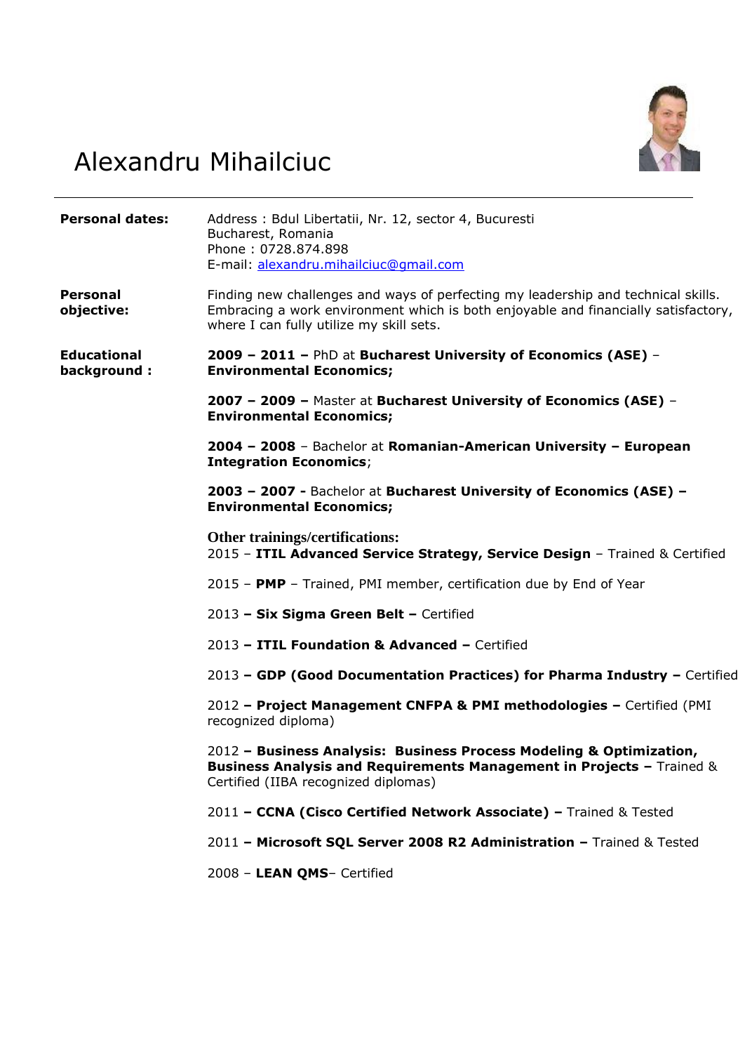# Alexandru Mihailciuc

| | |
|---|---|
| **Personal dates:** | Address : Bdul Libertatii, Nr. 12, sector 4, Bucuresti<br>Bucharest, Romania<br>Phone : 0728.874.898<br>E-mail: alexandru.mihailciuc@gmail.com |
| **Personal objective:** | Finding new challenges and ways of perfecting my leadership and technical skills. Embracing a work environment which is both enjoyable and financially satisfactory, where I can fully utilize my skill sets. |
| **Educational background :** | **2009 – 2011 –** PhD at **Bucharest University of Economics (ASE)** – **Environmental Economics;**<br><br>**2007 – 2009 –** Master at **Bucharest University of Economics (ASE)** – **Environmental Economics;**<br><br>**2004 – 2008** – Bachelor at **Romanian-American University – European Integration Economics**;<br><br>**2003 – 2007 -** Bachelor at **Bucharest University of Economics (ASE) – Environmental Economics;** |

**Other trainings/certifications:**

2015 – **ITIL Advanced Service Strategy, Service Design** – Trained & Certified

2015 – **PMP** – Trained, PMI member, certification due by End of Year

2013 **– Six Sigma Green Belt –** Certified

2013 **– ITIL Foundation & Advanced –** Certified

2013 **– GDP (Good Documentation Practices) for Pharma Industry –** Certified

2012 **– Project Management CNFPA & PMI methodologies –** Certified (PMI recognized diploma)

2012 **– Business Analysis: Business Process Modeling & Optimization, Business Analysis and Requirements Management in Projects –** Trained & Certified (IIBA recognized diplomas)

2011 **– CCNA (Cisco Certified Network Associate) –** Trained & Tested

2011 **– Microsoft SQL Server 2008 R2 Administration –** Trained & Tested

2008 – **LEAN QMS**– Certified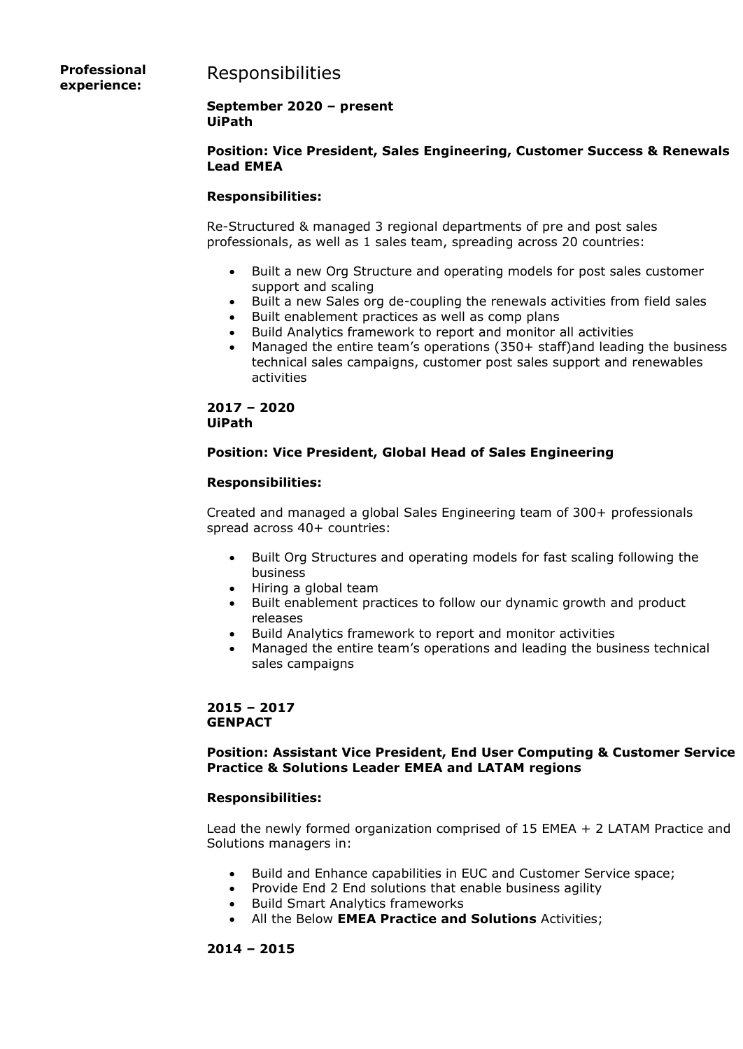**Professional experience:**

## Responsibilities

**September 2020 – present**
**UiPath**

**Position: Vice President, Sales Engineering, Customer Success & Renewals Lead EMEA**

**Responsibilities:**

Re-Structured & managed 3 regional departments of pre and post sales professionals, as well as 1 sales team, spreading across 20 countries:

- Built a new Org Structure and operating models for post sales customer support and scaling
- Built a new Sales org de-coupling the renewals activities from field sales
- Built enablement practices as well as comp plans
- Build Analytics framework to report and monitor all activities
- Managed the entire team's operations (350+ staff)and leading the business technical sales campaigns, customer post sales support and renewables activities

**2017 – 2020**
**UiPath**

**Position: Vice President, Global Head of Sales Engineering**

**Responsibilities:**

Created and managed a global Sales Engineering team of 300+ professionals spread across 40+ countries:

- Built Org Structures and operating models for fast scaling following the business
- Hiring a global team
- Built enablement practices to follow our dynamic growth and product releases
- Build Analytics framework to report and monitor activities
- Managed the entire team's operations and leading the business technical sales campaigns

**2015 – 2017**
**GENPACT**

**Position: Assistant Vice President, End User Computing & Customer Service Practice & Solutions Leader EMEA and LATAM regions**

**Responsibilities:**

Lead the newly formed organization comprised of 15 EMEA + 2 LATAM Practice and Solutions managers in:

- Build and Enhance capabilities in EUC and Customer Service space;
- Provide End 2 End solutions that enable business agility
- Build Smart Analytics frameworks
- All the Below **EMEA Practice and Solutions** Activities;

**2014 – 2015**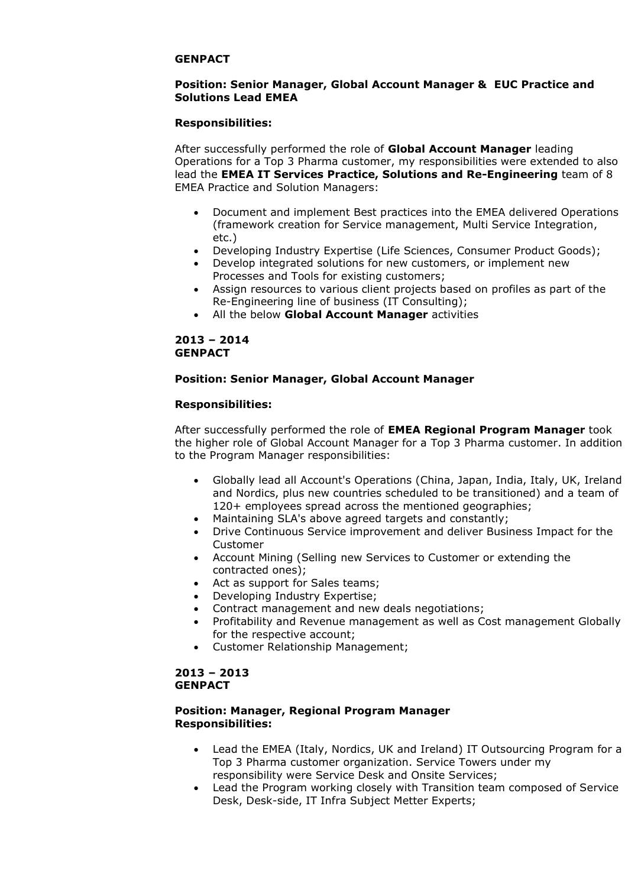**GENPACT**

**Position: Senior Manager, Global Account Manager & EUC Practice and Solutions Lead EMEA**

**Responsibilities:**

After successfully performed the role of **Global Account Manager** leading Operations for a Top 3 Pharma customer, my responsibilities were extended to also lead the **EMEA IT Services Practice, Solutions and Re-Engineering** team of 8 EMEA Practice and Solution Managers:

- Document and implement Best practices into the EMEA delivered Operations (framework creation for Service management, Multi Service Integration, etc.)
- Developing Industry Expertise (Life Sciences, Consumer Product Goods);
- Develop integrated solutions for new customers, or implement new Processes and Tools for existing customers;
- Assign resources to various client projects based on profiles as part of the Re-Engineering line of business (IT Consulting);
- All the below **Global Account Manager** activities

**2013 – 2014**
**GENPACT**

**Position: Senior Manager, Global Account Manager**

**Responsibilities:**

After successfully performed the role of **EMEA Regional Program Manager** took the higher role of Global Account Manager for a Top 3 Pharma customer. In addition to the Program Manager responsibilities:

- Globally lead all Account's Operations (China, Japan, India, Italy, UK, Ireland and Nordics, plus new countries scheduled to be transitioned) and a team of 120+ employees spread across the mentioned geographies;
- Maintaining SLA's above agreed targets and constantly;
- Drive Continuous Service improvement and deliver Business Impact for the Customer
- Account Mining (Selling new Services to Customer or extending the contracted ones);
- Act as support for Sales teams;
- Developing Industry Expertise;
- Contract management and new deals negotiations;
- Profitability and Revenue management as well as Cost management Globally for the respective account;
- Customer Relationship Management;

**2013 – 2013**
**GENPACT**

**Position: Manager, Regional Program Manager**
**Responsibilities:**

- Lead the EMEA (Italy, Nordics, UK and Ireland) IT Outsourcing Program for a Top 3 Pharma customer organization. Service Towers under my responsibility were Service Desk and Onsite Services;
- Lead the Program working closely with Transition team composed of Service Desk, Desk-side, IT Infra Subject Metter Experts;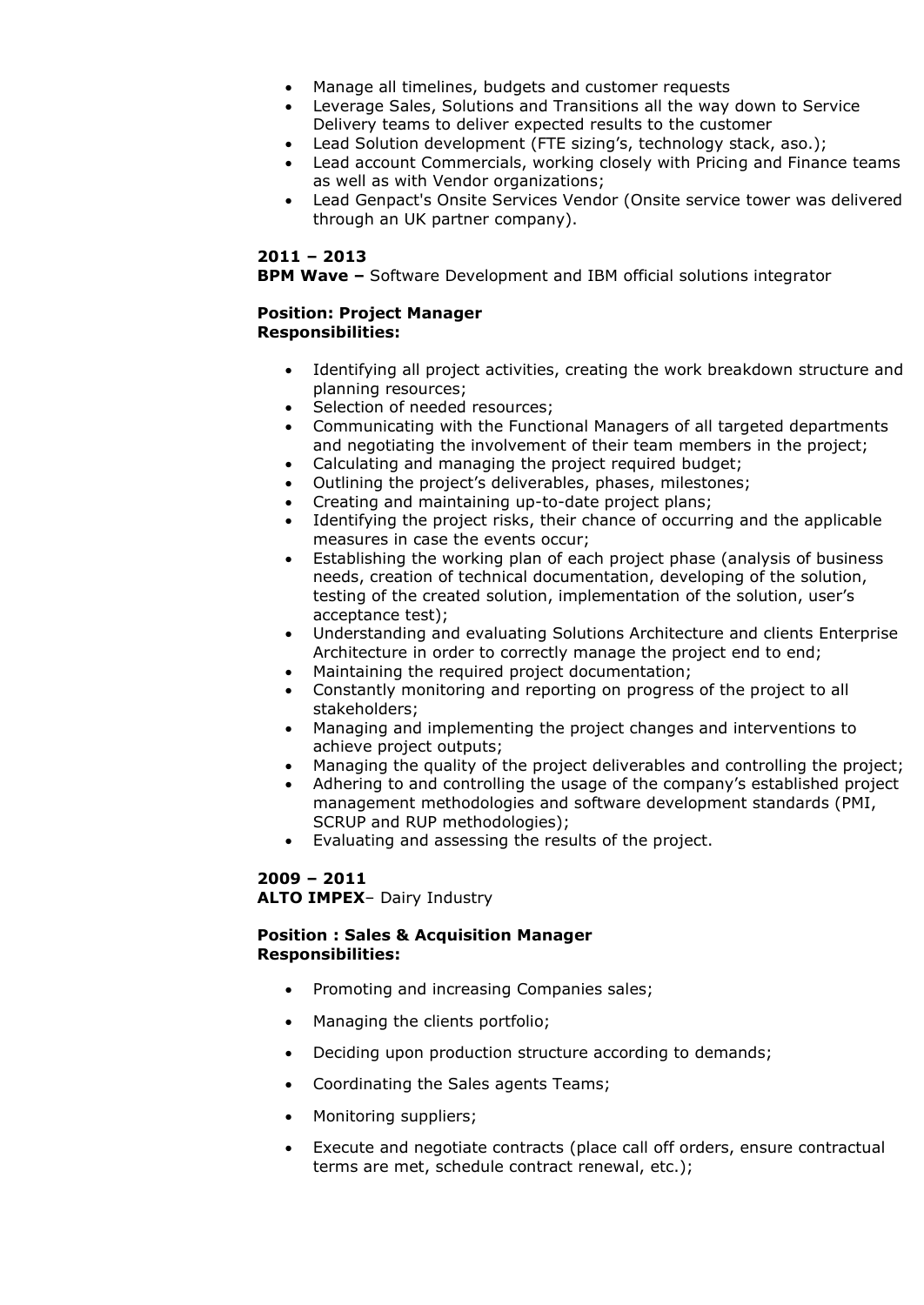- Manage all timelines, budgets and customer requests
- Leverage Sales, Solutions and Transitions all the way down to Service Delivery teams to deliver expected results to the customer
- Lead Solution development (FTE sizing's, technology stack, aso.);
- Lead account Commercials, working closely with Pricing and Finance teams as well as with Vendor organizations;
- Lead Genpact's Onsite Services Vendor (Onsite service tower was delivered through an UK partner company).

**2011 – 2013**
**BPM Wave –** Software Development and IBM official solutions integrator

**Position: Project Manager**
**Responsibilities:**

- Identifying all project activities, creating the work breakdown structure and planning resources;
- Selection of needed resources;
- Communicating with the Functional Managers of all targeted departments and negotiating the involvement of their team members in the project;
- Calculating and managing the project required budget;
- Outlining the project's deliverables, phases, milestones;
- Creating and maintaining up-to-date project plans;
- Identifying the project risks, their chance of occurring and the applicable measures in case the events occur;
- Establishing the working plan of each project phase (analysis of business needs, creation of technical documentation, developing of the solution, testing of the created solution, implementation of the solution, user's acceptance test);
- Understanding and evaluating Solutions Architecture and clients Enterprise Architecture in order to correctly manage the project end to end;
- Maintaining the required project documentation;
- Constantly monitoring and reporting on progress of the project to all stakeholders;
- Managing and implementing the project changes and interventions to achieve project outputs;
- Managing the quality of the project deliverables and controlling the project;
- Adhering to and controlling the usage of the company's established project management methodologies and software development standards (PMI, SCRUP and RUP methodologies);
- Evaluating and assessing the results of the project.

**2009 – 2011**
**ALTO IMPEX**– Dairy Industry

**Position : Sales & Acquisition Manager**
**Responsibilities:**

- Promoting and increasing Companies sales;
- Managing the clients portfolio;
- Deciding upon production structure according to demands;
- Coordinating the Sales agents Teams;
- Monitoring suppliers;
- Execute and negotiate contracts (place call off orders, ensure contractual terms are met, schedule contract renewal, etc.);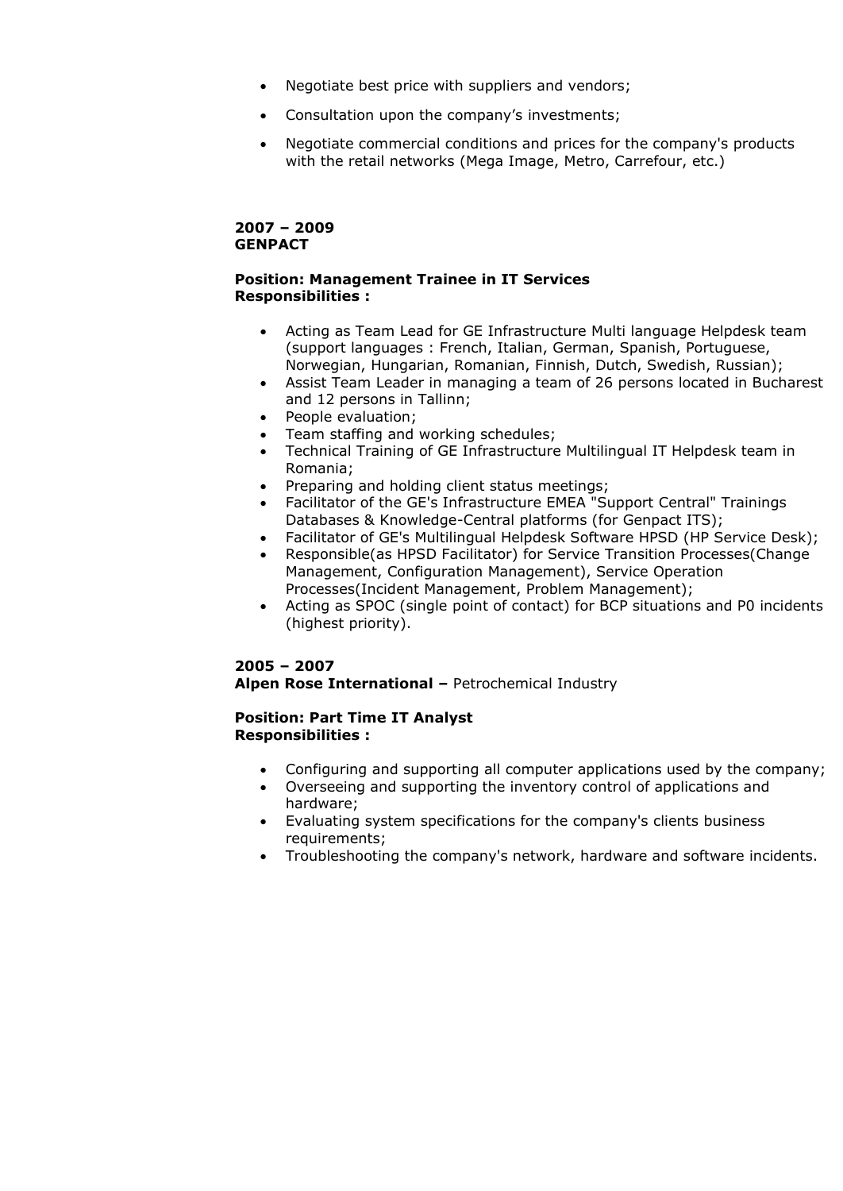- Negotiate best price with suppliers and vendors;
- Consultation upon the company’s investments;
- Negotiate commercial conditions and prices for the company's products with the retail networks (Mega Image, Metro, Carrefour, etc.)

**2007 – 2009**
**GENPACT**

**Position: Management Trainee in IT Services**
**Responsibilities :**

- Acting as Team Lead for GE Infrastructure Multi language Helpdesk team (support languages : French, Italian, German, Spanish, Portuguese, Norwegian, Hungarian, Romanian, Finnish, Dutch, Swedish, Russian);
- Assist Team Leader in managing a team of 26 persons located in Bucharest and 12 persons in Tallinn;
- People evaluation;
- Team staffing and working schedules;
- Technical Training of GE Infrastructure Multilingual IT Helpdesk team in Romania;
- Preparing and holding client status meetings;
- Facilitator of the GE's Infrastructure EMEA "Support Central" Trainings Databases & Knowledge-Central platforms (for Genpact ITS);
- Facilitator of GE's Multilingual Helpdesk Software HPSD (HP Service Desk);
- Responsible(as HPSD Facilitator) for Service Transition Processes(Change Management, Configuration Management), Service Operation Processes(Incident Management, Problem Management);
- Acting as SPOC (single point of contact) for BCP situations and P0 incidents (highest priority).

**2005 – 2007**
**Alpen Rose International –** Petrochemical Industry

**Position: Part Time IT Analyst**
**Responsibilities :**

- Configuring and supporting all computer applications used by the company;
- Overseeing and supporting the inventory control of applications and hardware;
- Evaluating system specifications for the company's clients business requirements;
- Troubleshooting the company's network, hardware and software incidents.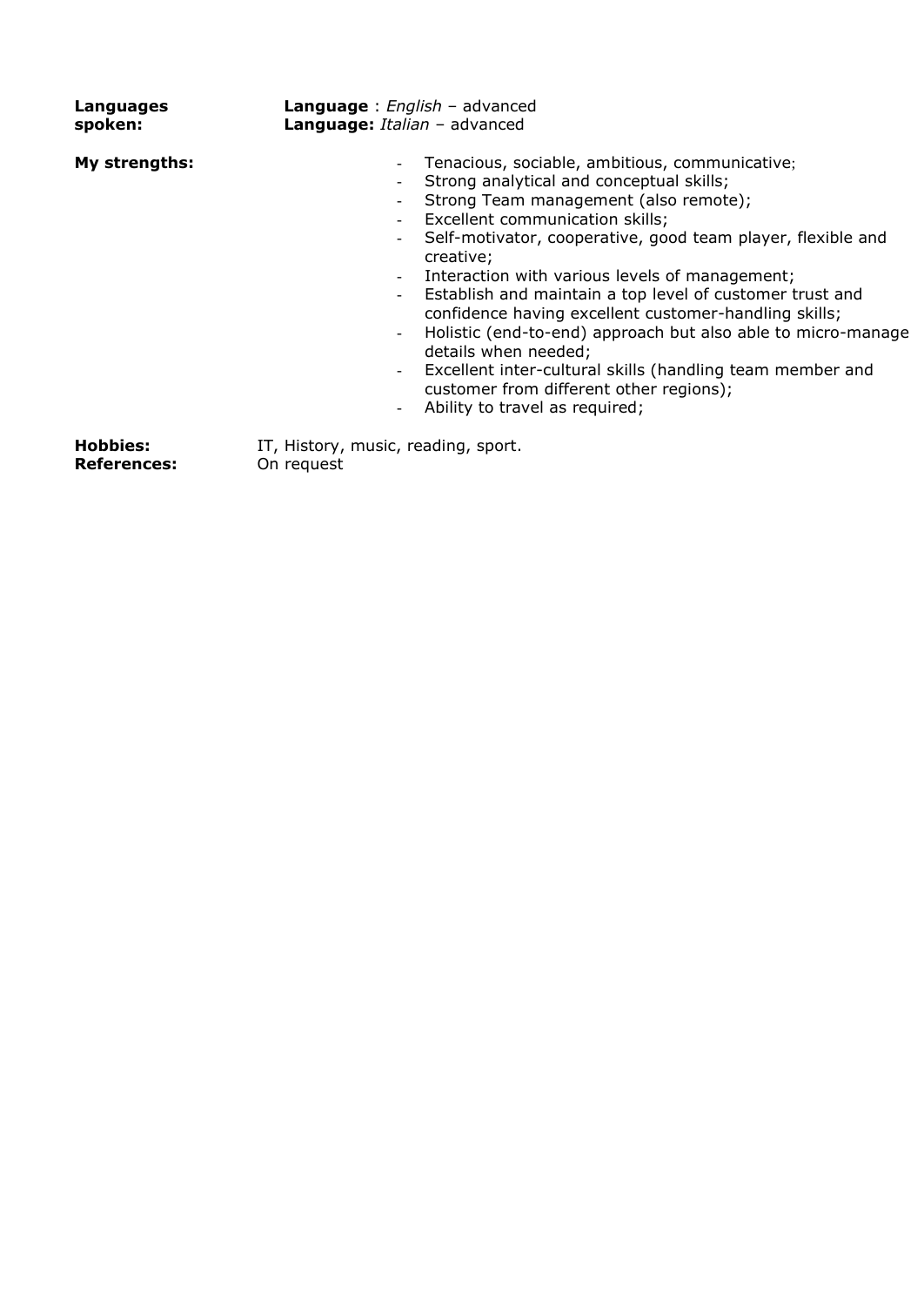**Languages spoken:**

**Language** : *English* – advanced
**Language:** *Italian* – advanced

**My strengths:**

- Tenacious, sociable, ambitious, communicative;
- Strong analytical and conceptual skills;
- Strong Team management (also remote);
- Excellent communication skills;
- Self-motivator, cooperative, good team player, flexible and creative;
- Interaction with various levels of management;
- Establish and maintain a top level of customer trust and confidence having excellent customer-handling skills;
- Holistic (end-to-end) approach but also able to micro-manage details when needed;
- Excellent inter-cultural skills (handling team member and customer from different other regions);
- Ability to travel as required;

**Hobbies:** IT, History, music, reading, sport.
**References:** On request